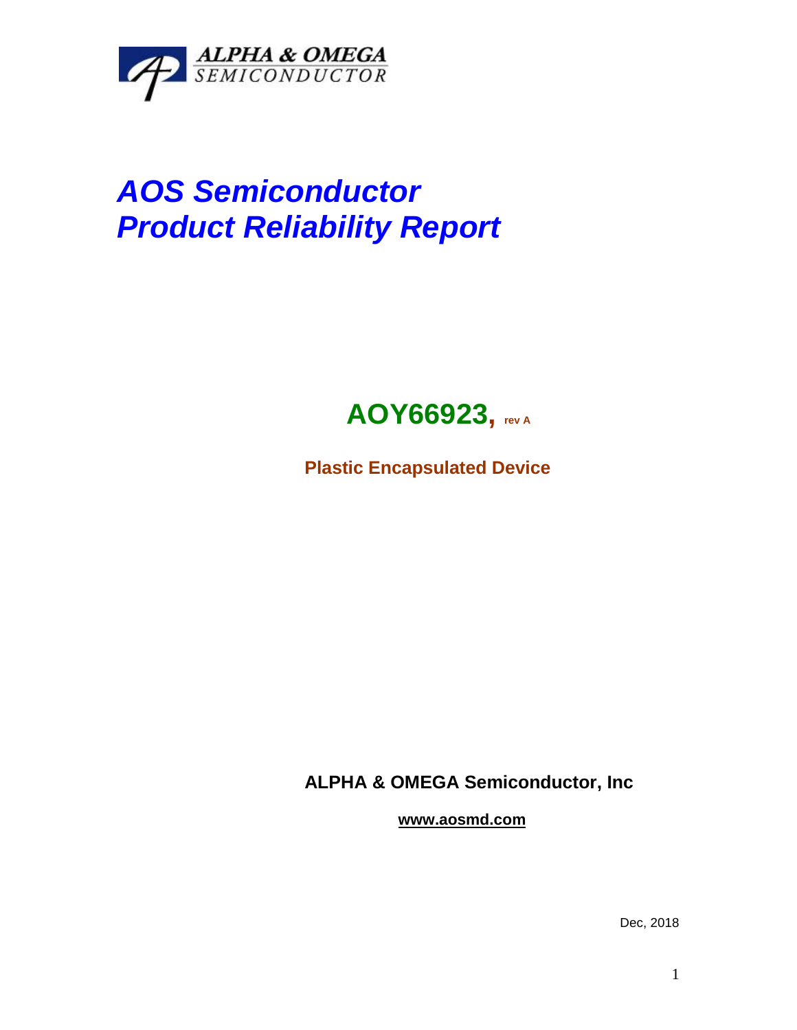ALPHA & OMEGA
SEMICONDUCTOR

# *AOS Semiconductor*
# *Product Reliability Report*

## AOY66923, rev A

**Plastic Encapsulated Device**

**ALPHA & OMEGA Semiconductor, Inc**

**www.aosmd.com**

Dec, 2018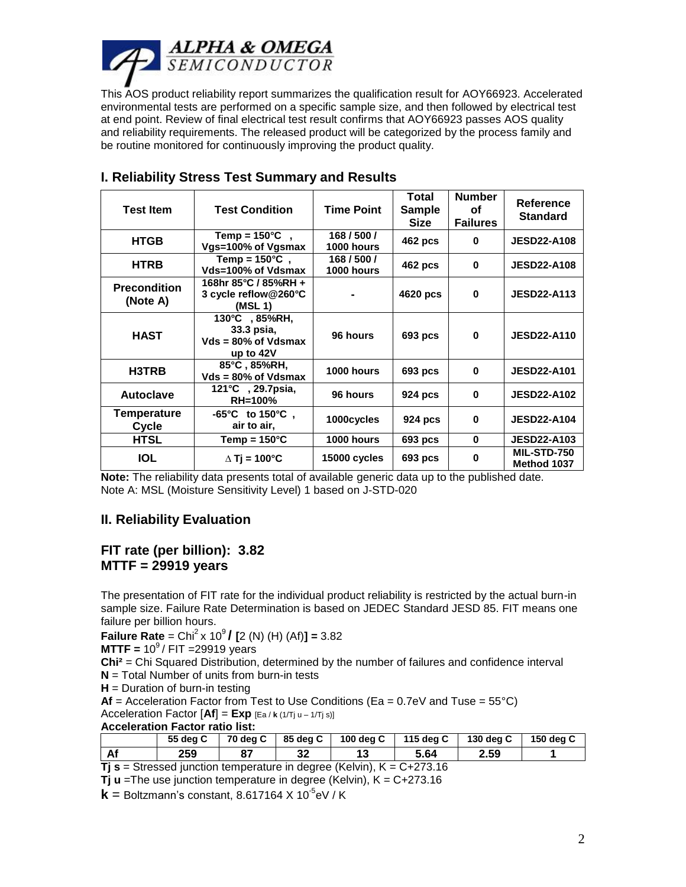This AOS product reliability report summarizes the qualification result for AOY66923. Accelerated environmental tests are performed on a specific sample size, and then followed by electrical test at end point. Review of final electrical test result confirms that AOY66923 passes AOS quality and reliability requirements. The released product will be categorized by the process family and be routine monitored for continuously improving the product quality.

## I. Reliability Stress Test Summary and Results

| Test Item | Test Condition | Time Point | Total Sample Size | Number of Failures | Reference Standard |
|---|---|---|---|---|---|
| HTGB | Temp = 150°C , Vgs=100% of Vgsmax | 168 / 500 / 1000 hours | 462 pcs | 0 | JESD22-A108 |
| HTRB | Temp = 150°C , Vds=100% of Vdsmax | 168 / 500 / 1000 hours | 462 pcs | 0 | JESD22-A108 |
| Precondition (Note A) | 168hr 85°C / 85%RH + 3 cycle reflow@260°C (MSL 1) | - | 4620 pcs | 0 | JESD22-A113 |
| HAST | 130°C , 85%RH, 33.3 psia, Vds = 80% of Vdsmax up to 42V | 96 hours | 693 pcs | 0 | JESD22-A110 |
| H3TRB | 85°C , 85%RH, Vds = 80% of Vdsmax | 1000 hours | 693 pcs | 0 | JESD22-A101 |
| Autoclave | 121°C , 29.7psia, RH=100% | 96 hours | 924 pcs | 0 | JESD22-A102 |
| Temperature Cycle | -65°C to 150°C , air to air, | 1000cycles | 924 pcs | 0 | JESD22-A104 |
| HTSL | Temp = 150°C | 1000 hours | 693 pcs | 0 | JESD22-A103 |
| IOL | $\Delta$ Tj = 100°C | 15000 cycles | 693 pcs | 0 | MIL-STD-750 Method 1037 |

**Note:** The reliability data presents total of available generic data up to the published date.
Note A: MSL (Moisture Sensitivity Level) 1 based on J-STD-020

## II. Reliability Evaluation

### FIT rate (per billion): 3.82
### MTTF = 29919 years

The presentation of FIT rate for the individual product reliability is restricted by the actual burn-in sample size. Failure Rate Determination is based on JEDEC Standard JESD 85. FIT means one failure per billion hours.

**Failure Rate** = $\text{Chi}^2 \times 10^9$ **/ [**2 (N) (H) (Af)**] =** 3.82

**MTTF =** $10^9$ / FIT =29919 years

**Chi²** = Chi Squared Distribution, determined by the number of failures and confidence interval

**N** = Total Number of units from burn-in tests

**H** = Duration of burn-in testing

**Af** = Acceleration Factor from Test to Use Conditions (Ea = 0.7eV and Tuse = 55°C)

Acceleration Factor [**Af**] = **Exp** [Ea / **k** (1/Tj u – 1/Tj s)]

**Acceleration Factor ratio list:**

| | 55 deg C | 70 deg C | 85 deg C | 100 deg C | 115 deg C | 130 deg C | 150 deg C |
|---|---|---|---|---|---|---|---|
| Af | 259 | 87 | 32 | 13 | 5.64 | 2.59 | 1 |

**Tj s** = Stressed junction temperature in degree (Kelvin), K = C+273.16

**Tj u** =The use junction temperature in degree (Kelvin), K = C+273.16

**k** = Boltzmann's constant, 8.617164 X $10^{-5}$eV / K